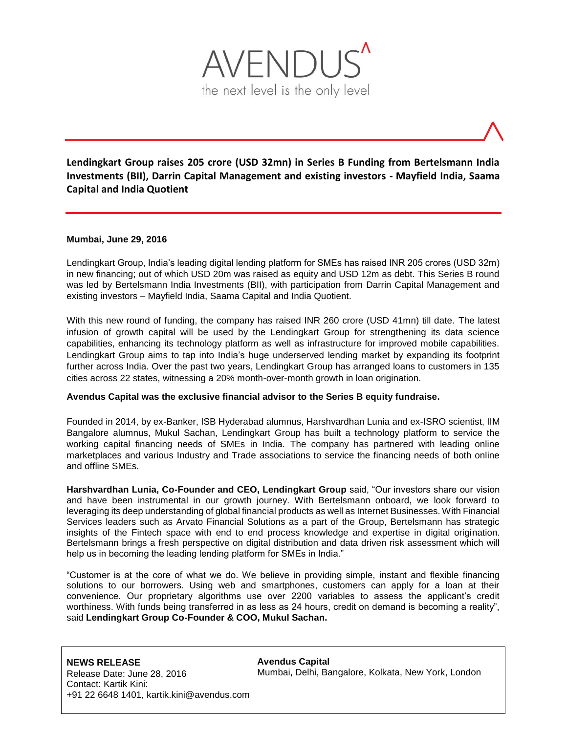AVENDUS
the next level is the only level

## Lendingkart Group raises 205 crore (USD 32mn) in Series B Funding from Bertelsmann India Investments (BII), Darrin Capital Management and existing investors - Mayfield India, Saama Capital and India Quotient

**Mumbai, June 29, 2016**

Lendingkart Group, India's leading digital lending platform for SMEs has raised INR 205 crores (USD 32m) in new financing; out of which USD 20m was raised as equity and USD 12m as debt. This Series B round was led by Bertelsmann India Investments (BII), with participation from Darrin Capital Management and existing investors – Mayfield India, Saama Capital and India Quotient.

With this new round of funding, the company has raised INR 260 crore (USD 41mn) till date. The latest infusion of growth capital will be used by the Lendingkart Group for strengthening its data science capabilities, enhancing its technology platform as well as infrastructure for improved mobile capabilities. Lendingkart Group aims to tap into India's huge underserved lending market by expanding its footprint further across India. Over the past two years, Lendingkart Group has arranged loans to customers in 135 cities across 22 states, witnessing a 20% month-over-month growth in loan origination.

**Avendus Capital was the exclusive financial advisor to the Series B equity fundraise.**

Founded in 2014, by ex-Banker, ISB Hyderabad alumnus, Harshvardhan Lunia and ex-ISRO scientist, IIM Bangalore alumnus, Mukul Sachan, Lendingkart Group has built a technology platform to service the working capital financing needs of SMEs in India. The company has partnered with leading online marketplaces and various Industry and Trade associations to service the financing needs of both online and offline SMEs.

**Harshvardhan Lunia, Co-Founder and CEO, Lendingkart Group** said, "Our investors share our vision and have been instrumental in our growth journey. With Bertelsmann onboard, we look forward to leveraging its deep understanding of global financial products as well as Internet Businesses. With Financial Services leaders such as Arvato Financial Solutions as a part of the Group, Bertelsmann has strategic insights of the Fintech space with end to end process knowledge and expertise in digital origination. Bertelsmann brings a fresh perspective on digital distribution and data driven risk assessment which will help us in becoming the leading lending platform for SMEs in India."

"Customer is at the core of what we do. We believe in providing simple, instant and flexible financing solutions to our borrowers. Using web and smartphones, customers can apply for a loan at their convenience. Our proprietary algorithms use over 2200 variables to assess the applicant's credit worthiness. With funds being transferred in as less as 24 hours, credit on demand is becoming a reality", said **Lendingkart Group Co-Founder & COO, Mukul Sachan.**

**NEWS RELEASE**
Release Date: June 28, 2016
Contact: Kartik Kini:
+91 22 6648 1401, kartik.kini@avendus.com

**Avendus Capital**
Mumbai, Delhi, Bangalore, Kolkata, New York, London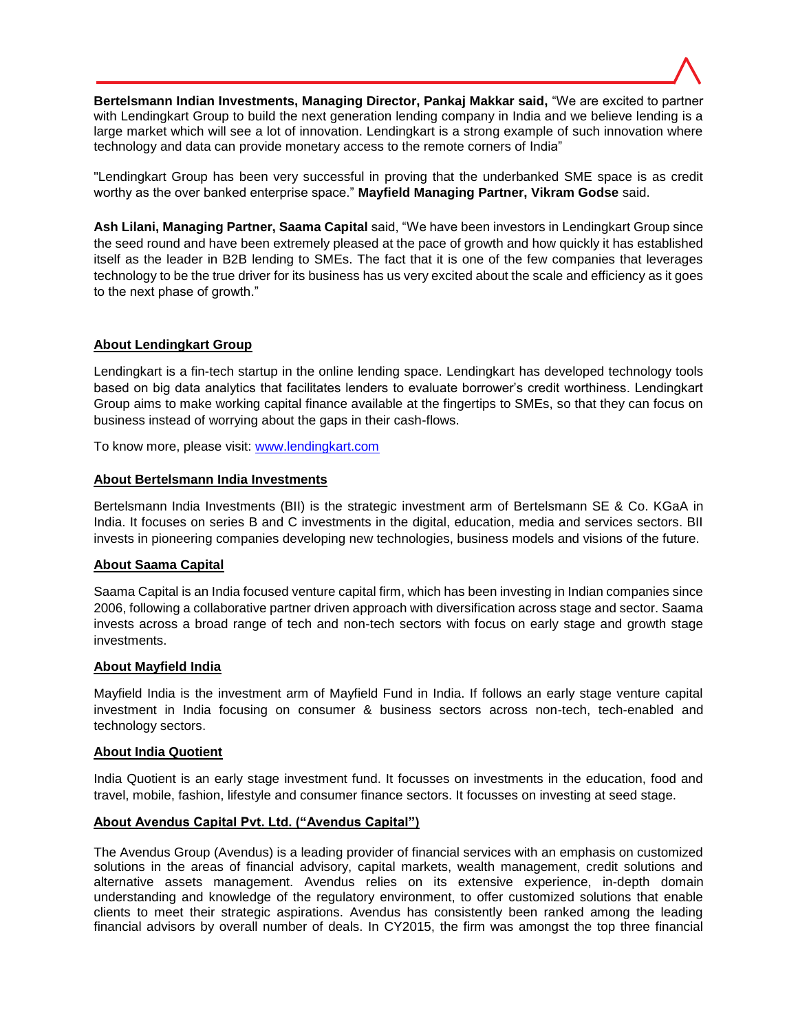**Bertelsmann Indian Investments, Managing Director, Pankaj Makkar said,** "We are excited to partner with Lendingkart Group to build the next generation lending company in India and we believe lending is a large market which will see a lot of innovation. Lendingkart is a strong example of such innovation where technology and data can provide monetary access to the remote corners of India"

"Lendingkart Group has been very successful in proving that the underbanked SME space is as credit worthy as the over banked enterprise space." **Mayfield Managing Partner, Vikram Godse** said.

**Ash Lilani, Managing Partner, Saama Capital** said, "We have been investors in Lendingkart Group since the seed round and have been extremely pleased at the pace of growth and how quickly it has established itself as the leader in B2B lending to SMEs. The fact that it is one of the few companies that leverages technology to be the true driver for its business has us very excited about the scale and efficiency as it goes to the next phase of growth."

**About Lendingkart Group**

Lendingkart is a fin-tech startup in the online lending space. Lendingkart has developed technology tools based on big data analytics that facilitates lenders to evaluate borrower's credit worthiness. Lendingkart Group aims to make working capital finance available at the fingertips to SMEs, so that they can focus on business instead of worrying about the gaps in their cash-flows.

To know more, please visit: [www.lendingkart.com](http://www.lendingkart.com)

**About Bertelsmann India Investments**

Bertelsmann India Investments (BII) is the strategic investment arm of Bertelsmann SE & Co. KGaA in India. It focuses on series B and C investments in the digital, education, media and services sectors. BII invests in pioneering companies developing new technologies, business models and visions of the future.

**About Saama Capital**

Saama Capital is an India focused venture capital firm, which has been investing in Indian companies since 2006, following a collaborative partner driven approach with diversification across stage and sector. Saama invests across a broad range of tech and non-tech sectors with focus on early stage and growth stage investments.

**About Mayfield India**

Mayfield India is the investment arm of Mayfield Fund in India. If follows an early stage venture capital investment in India focusing on consumer & business sectors across non-tech, tech-enabled and technology sectors.

**About India Quotient**

India Quotient is an early stage investment fund. It focusses on investments in the education, food and travel, mobile, fashion, lifestyle and consumer finance sectors. It focusses on investing at seed stage.

**About Avendus Capital Pvt. Ltd. ("Avendus Capital")**

The Avendus Group (Avendus) is a leading provider of financial services with an emphasis on customized solutions in the areas of financial advisory, capital markets, wealth management, credit solutions and alternative assets management. Avendus relies on its extensive experience, in-depth domain understanding and knowledge of the regulatory environment, to offer customized solutions that enable clients to meet their strategic aspirations. Avendus has consistently been ranked among the leading financial advisors by overall number of deals. In CY2015, the firm was amongst the top three financial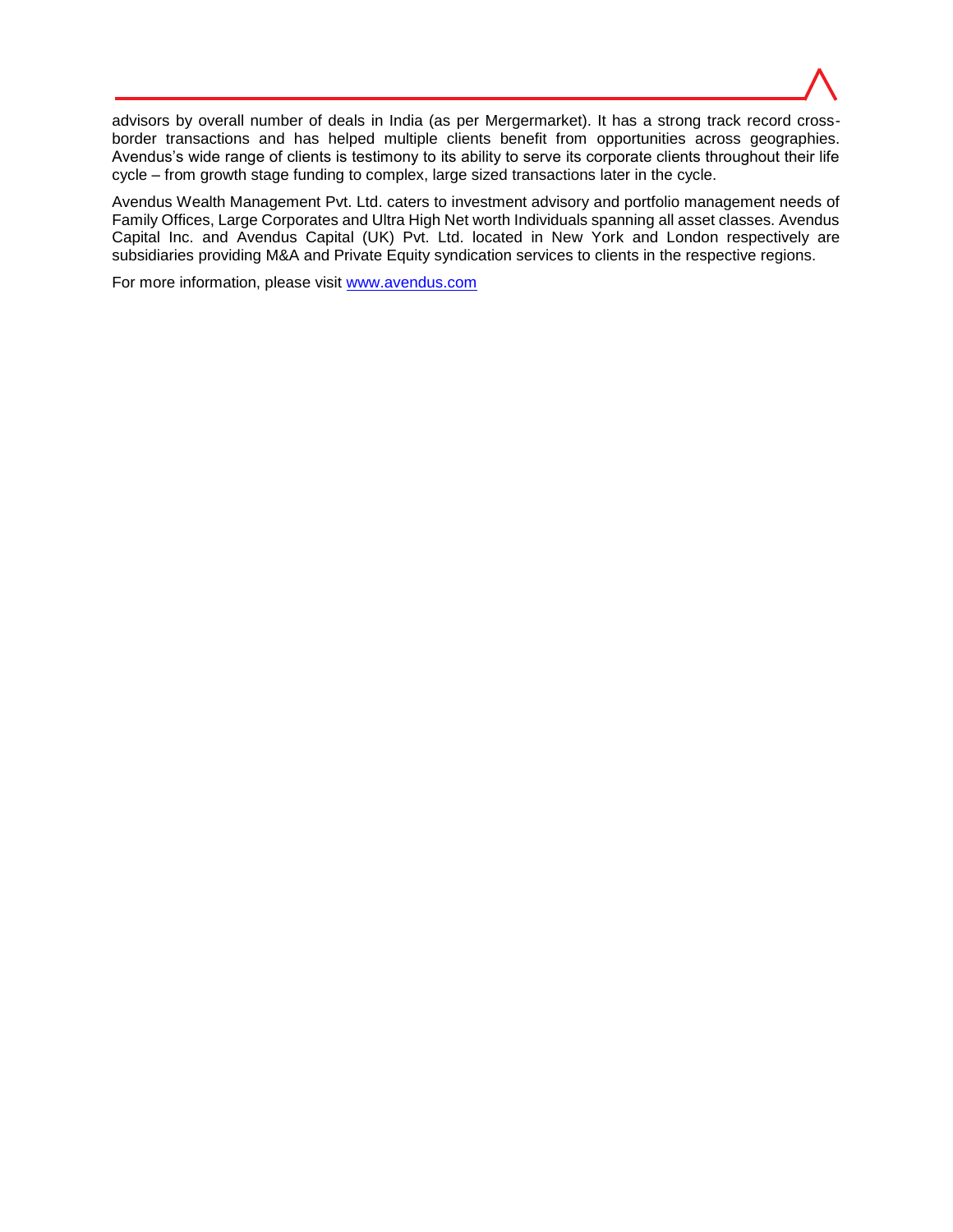advisors by overall number of deals in India (as per Mergermarket). It has a strong track record cross-border transactions and has helped multiple clients benefit from opportunities across geographies. Avendus's wide range of clients is testimony to its ability to serve its corporate clients throughout their life cycle – from growth stage funding to complex, large sized transactions later in the cycle.

Avendus Wealth Management Pvt. Ltd. caters to investment advisory and portfolio management needs of Family Offices, Large Corporates and Ultra High Net worth Individuals spanning all asset classes. Avendus Capital Inc. and Avendus Capital (UK) Pvt. Ltd. located in New York and London respectively are subsidiaries providing M&A and Private Equity syndication services to clients in the respective regions.

For more information, please visit [www.avendus.com](http://www.avendus.com)